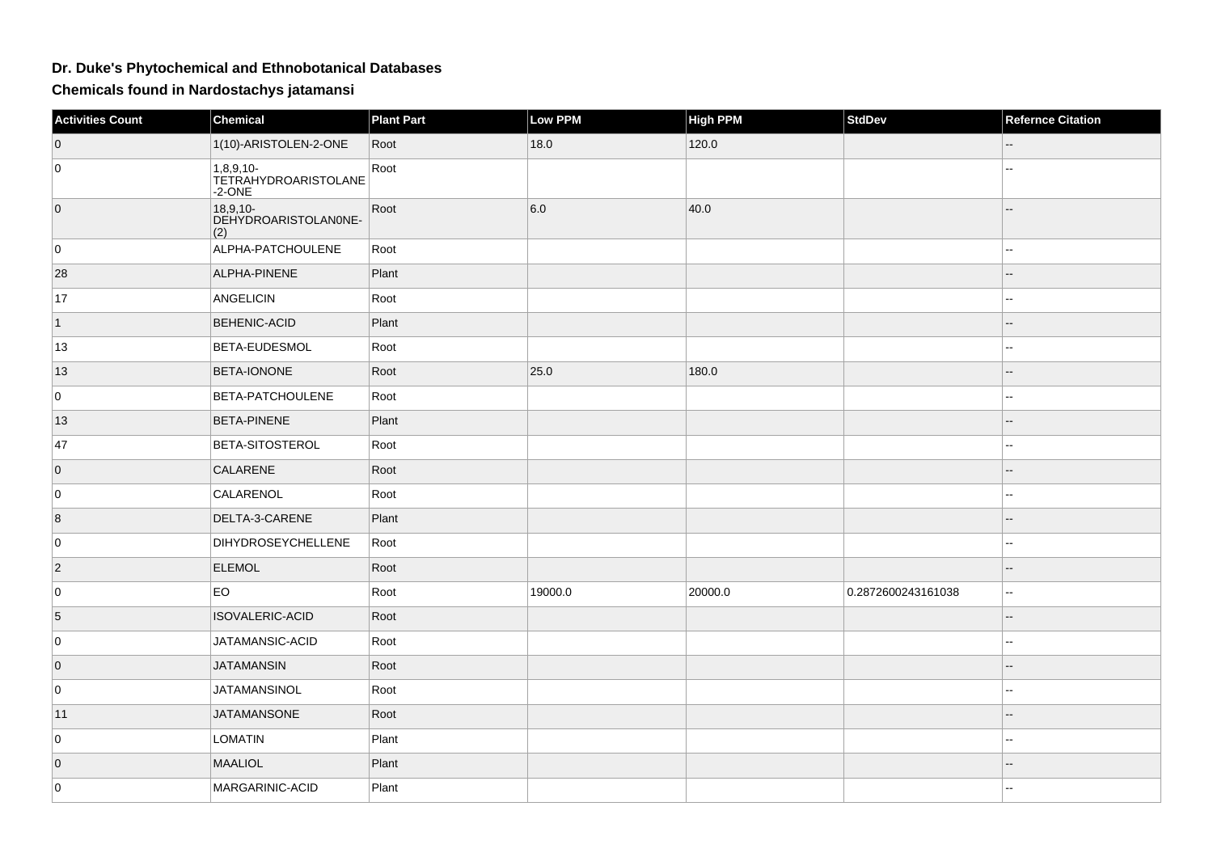# Dr. Duke's Phytochemical and Ethnobotanical Databases

## Chemicals found in Nardostachys jatamansi

| Activities Count | Chemical | Plant Part | Low PPM | High PPM | StdDev | Refernce Citation |
|---|---|---|---|---|---|---|
| 0 | 1(10)-ARISTOLEN-2-ONE | Root | 18.0 | 120.0 | | -- |
| 0 | 1,8,9,10-TETRAHYDROARISTOLANE-2-ONE | Root | | | | -- |
| 0 | 18,9,10-DEHYDROARISTOLAN0NE-(2) | Root | 6.0 | 40.0 | | -- |
| 0 | ALPHA-PATCHOULENE | Root | | | | -- |
| 28 | ALPHA-PINENE | Plant | | | | -- |
| 17 | ANGELICIN | Root | | | | -- |
| 1 | BEHENIC-ACID | Plant | | | | -- |
| 13 | BETA-EUDESMOL | Root | | | | -- |
| 13 | BETA-IONONE | Root | 25.0 | 180.0 | | -- |
| 0 | BETA-PATCHOULENE | Root | | | | -- |
| 13 | BETA-PINENE | Plant | | | | -- |
| 47 | BETA-SITOSTEROL | Root | | | | -- |
| 0 | CALARENE | Root | | | | -- |
| 0 | CALARENOL | Root | | | | -- |
| 8 | DELTA-3-CARENE | Plant | | | | -- |
| 0 | DIHYDROSEYCHELLENE | Root | | | | -- |
| 2 | ELEMOL | Root | | | | -- |
| 0 | EO | Root | 19000.0 | 20000.0 | 0.2872600243161038 | -- |
| 5 | ISOVALERIC-ACID | Root | | | | -- |
| 0 | JATAMANSIC-ACID | Root | | | | -- |
| 0 | JATAMANSIN | Root | | | | -- |
| 0 | JATAMANSINOL | Root | | | | -- |
| 11 | JATAMANSONE | Root | | | | -- |
| 0 | LOMATIN | Plant | | | | -- |
| 0 | MAALIOL | Plant | | | | -- |
| 0 | MARGARINIC-ACID | Plant | | | | -- |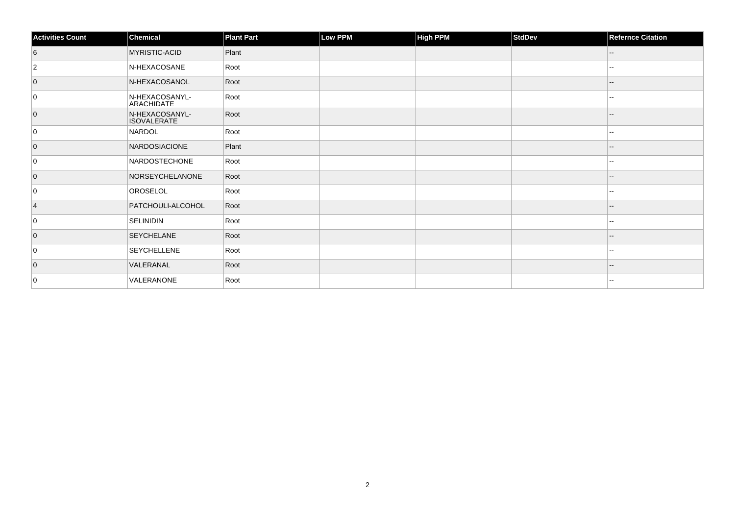| Activities Count | Chemical | Plant Part | Low PPM | High PPM | StdDev | Refernce Citation |
| --- | --- | --- | --- | --- | --- | --- |
| 6 | MYRISTIC-ACID | Plant | | | | -- |
| 2 | N-HEXACOSANE | Root | | | | -- |
| 0 | N-HEXACOSANOL | Root | | | | -- |
| 0 | N-HEXACOSANYL-ARACHIDATE | Root | | | | -- |
| 0 | N-HEXACOSANYL-ISOVALERATE | Root | | | | -- |
| 0 | NARDOL | Root | | | | -- |
| 0 | NARDOSIACIONE | Plant | | | | -- |
| 0 | NARDOSTECHONE | Root | | | | -- |
| 0 | NORSEYCHELANONE | Root | | | | -- |
| 0 | OROSELOL | Root | | | | -- |
| 4 | PATCHOULI-ALCOHOL | Root | | | | -- |
| 0 | SELINIDIN | Root | | | | -- |
| 0 | SEYCHELANE | Root | | | | -- |
| 0 | SEYCHELLENE | Root | | | | -- |
| 0 | VALERANAL | Root | | | | -- |
| 0 | VALERANONE | Root | | | | -- |